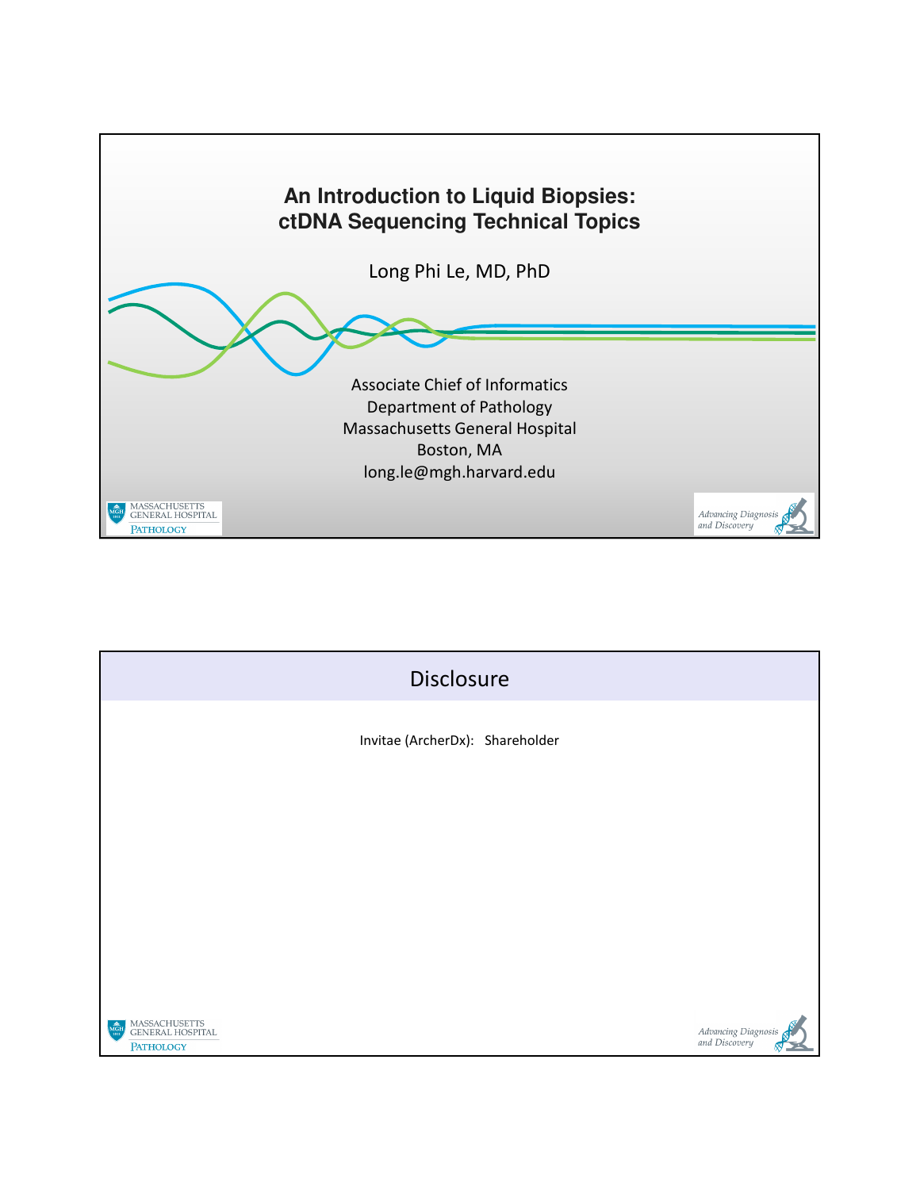# An Introduction to Liquid Biopsies: ctDNA Sequencing Technical Topics

Long Phi Le, MD, PhD

Associate Chief of Informatics
Department of Pathology
Massachusetts General Hospital
Boston, MA
long.le@mgh.harvard.edu

MASSACHUSETTS GENERAL HOSPITAL PATHOLOGY

*Advancing Diagnosis and Discovery*

## Disclosure

Invitae (ArcherDx): Shareholder

MASSACHUSETTS GENERAL HOSPITAL PATHOLOGY

*Advancing Diagnosis and Discovery*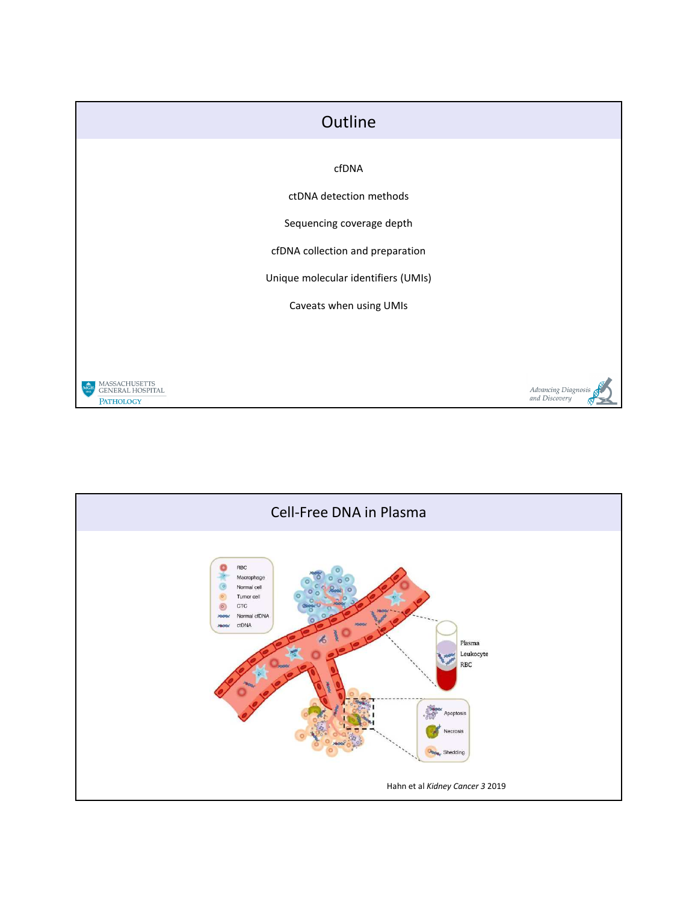## Outline

cfDNA

ctDNA detection methods

Sequencing coverage depth

cfDNA collection and preparation

Unique molecular identifiers (UMIs)

Caveats when using UMIs

## Cell-Free DNA in Plasma

Hahn et al *Kidney Cancer 3* 2019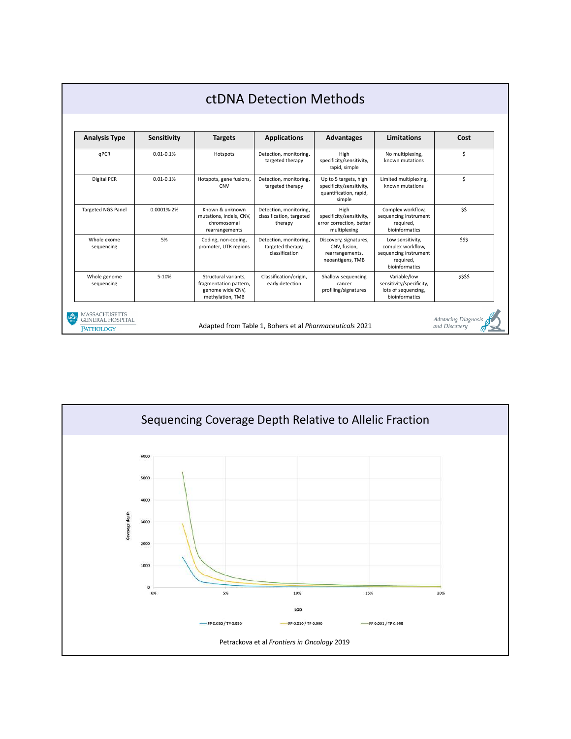# ctDNA Detection Methods

| Analysis Type | Sensitivity | Targets | Applications | Advantages | Limitations | Cost |
|---|---|---|---|---|---|---|
| qPCR | 0.01-0.1% | Hotspots | Detection, monitoring, targeted therapy | High specificity/sensitivity, rapid, simple | No multiplexing, known mutations | $ |
| Digital PCR | 0.01-0.1% | Hotspots, gene fusions, CNV | Detection, monitoring, targeted therapy | Up to 5 targets, high specificity/sensitivity, quantification, rapid, simple | Limited multiplexing, known mutations | $ |
| Targeted NGS Panel | 0.0001%-2% | Known & unknown mutations, indels, CNV, chromosomal rearrangements | Detection, monitoring, classification, targeted therapy | High specificity/sensitivity, error correction, better multiplexing | Complex workflow, sequencing instrument required, bioinformatics | $$ |
| Whole exome sequencing | 5% | Coding, non-coding, promoter, UTR regions | Detection, monitoring, targeted therapy, classification | Discovery, signatures, CNV, fusion, rearrangements, neoantigens, TMB | Low sensitivity, complex workflow, sequencing instrument required, bioinformatics | $$$ |
| Whole genome sequencing | 5-10% | Structural variants, fragmentation pattern, genome wide CNV, methylation, TMB | Classification/origin, early detection | Shallow sequencing cancer profiling/signatures | Variable/low sensitivity/specificity, lots of sequencing, bioinformatics | $$$$ |

Adapted from Table 1, Bohers et al *Pharmaceuticals* 2021

# Sequencing Coverage Depth Relative to Allelic Fraction

Petrackova et al *Frontiers in Oncology* 2019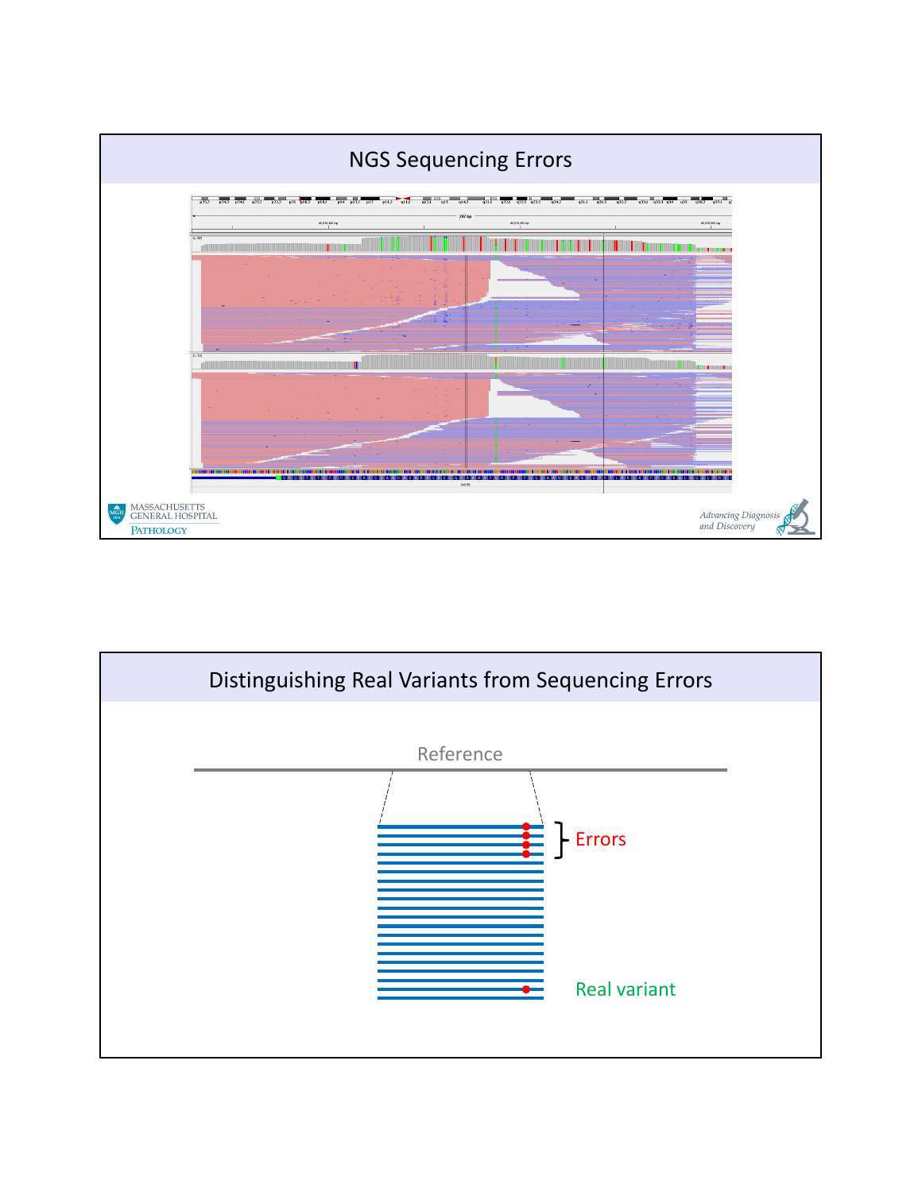## NGS Sequencing Errors

## Distinguishing Real Variants from Sequencing Errors

Reference

Errors

Real variant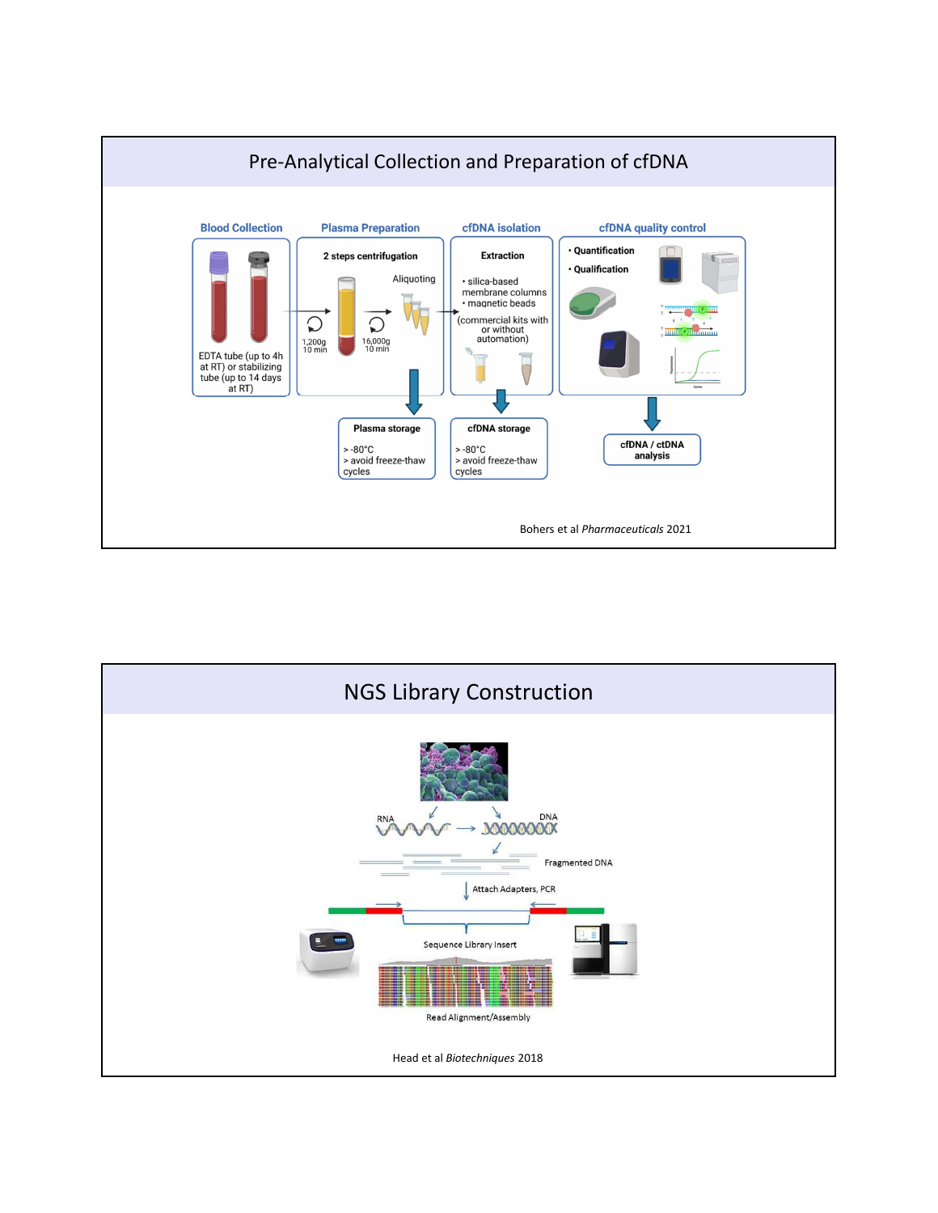## Pre-Analytical Collection and Preparation of cfDNA

**Blood Collection**

EDTA tube (up to 4h at RT) or stabilizing tube (up to 14 days at RT)

**Plasma Preparation**

2 steps centrifugation

1,200g 10 min → 16,000g 10 min → Aliquoting

**Plasma storage**
- > -80°C
- > avoid freeze-thaw cycles

**cfDNA isolation**

Extraction
- silica-based membrane columns
- magnetic beads

(commercial kits with or without automation)

**cfDNA storage**
- > -80°C
- > avoid freeze-thaw cycles

**cfDNA quality control**
- Quantification
- Qualification

**cfDNA / ctDNA analysis**

Bohers et al *Pharmaceuticals* 2021

## NGS Library Construction

RNA → DNA

Fragmented DNA

Attach Adapters, PCR

Sequence Library Insert

Read Alignment/Assembly

Head et al *Biotechniques* 2018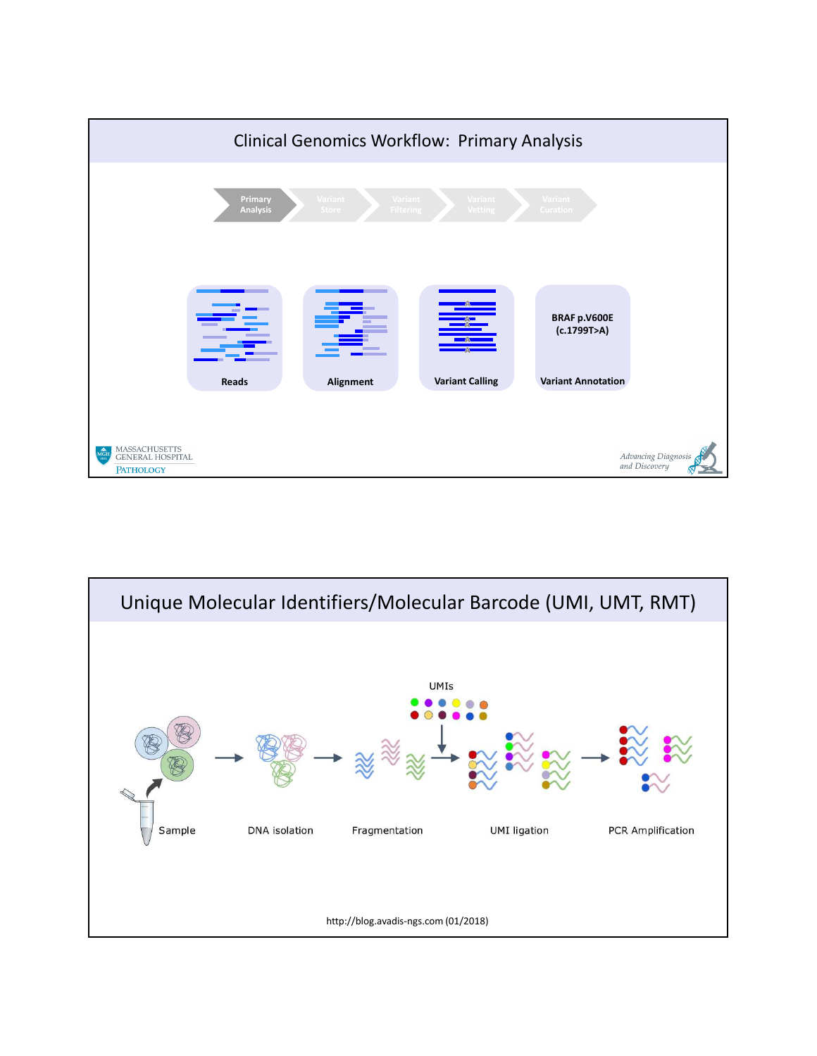## Clinical Genomics Workflow: Primary Analysis

Primary Analysis → Variant Store → Variant Filtering → Variant Vetting → Variant Curation

Reads | Alignment | Variant Calling | Variant Annotation

BRAF p.V600E (c.1799T>A)

## Unique Molecular Identifiers/Molecular Barcode (UMI, UMT, RMT)

UMIs

Sample → DNA isolation → Fragmentation → UMI ligation → PCR Amplification

http://blog.avadis-ngs.com (01/2018)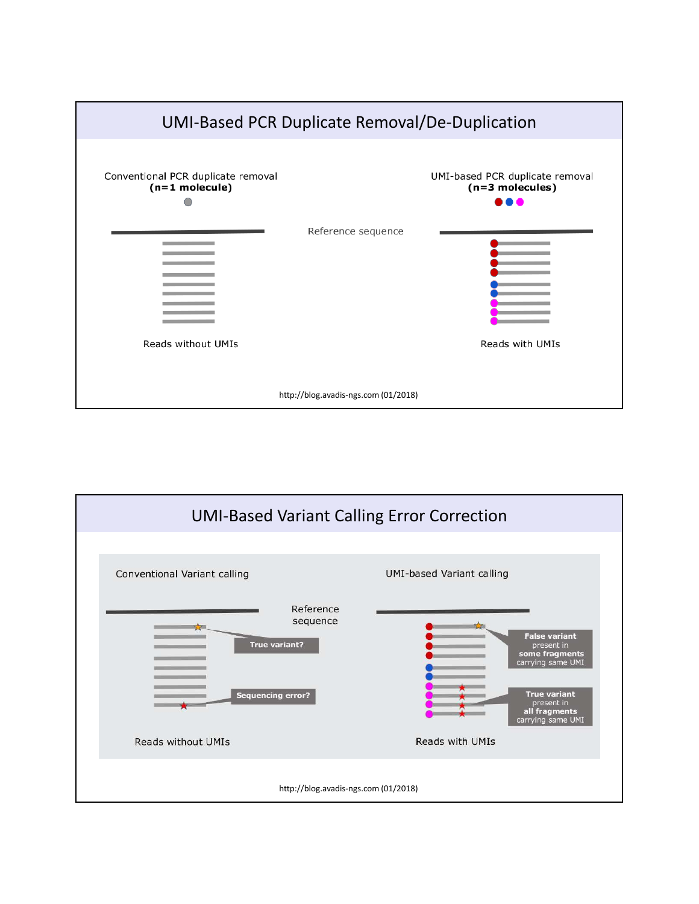## UMI-Based PCR Duplicate Removal/De-Duplication

Conventional PCR duplicate removal
**(n=1 molecule)**

Reference sequence

UMI-based PCR duplicate removal
**(n=3 molecules)**

Reads without UMIs

Reads with UMIs

http://blog.avadis-ngs.com (01/2018)

## UMI-Based Variant Calling Error Correction

Conventional Variant calling

UMI-based Variant calling

Reference sequence

True variant?

Sequencing error?

**False variant** present in **some fragments** carrying same UMI

**True variant** present in **all fragments** carrying same UMI

Reads without UMIs

Reads with UMIs

http://blog.avadis-ngs.com (01/2018)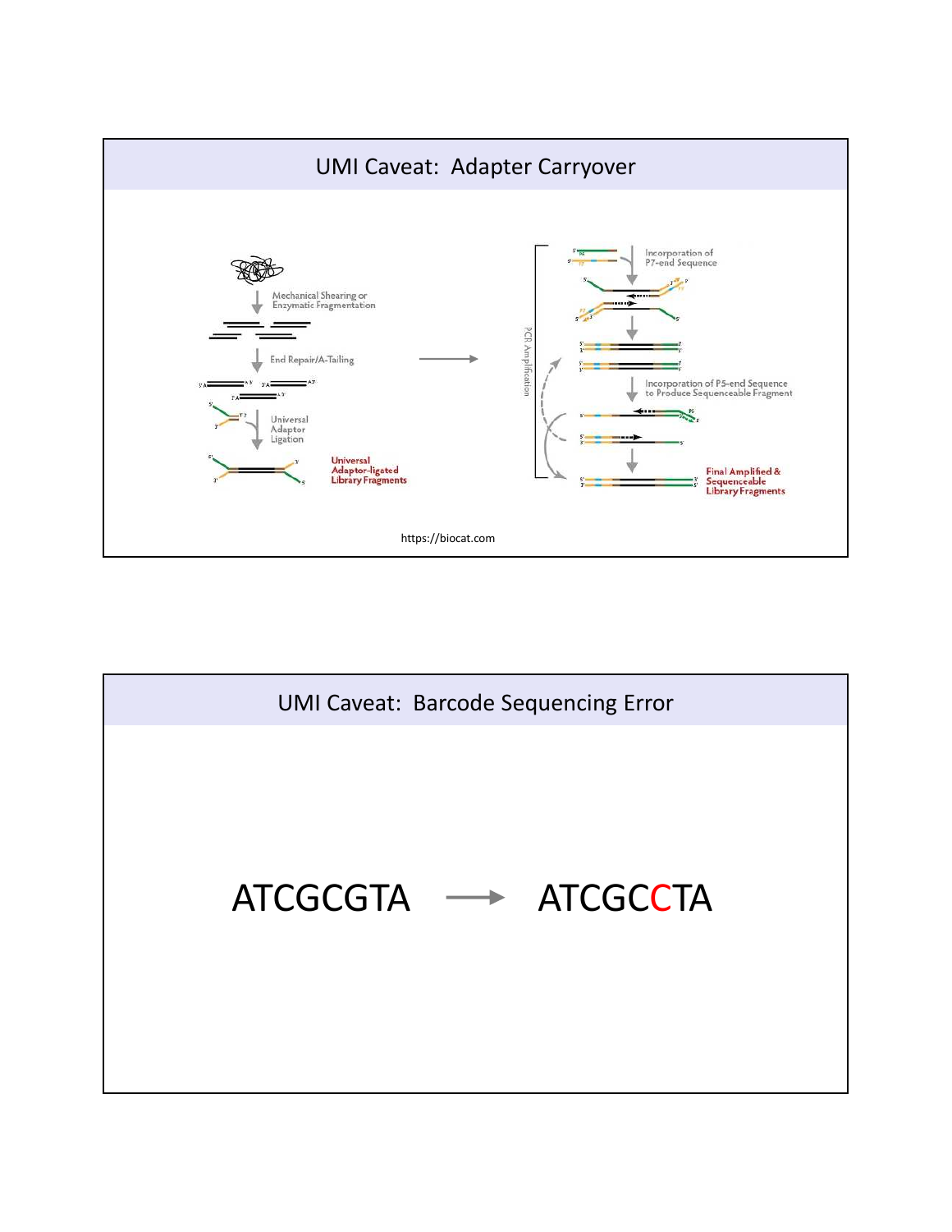## UMI Caveat: Adapter Carryover

Mechanical Shearing or Enzymatic Fragmentation

End Repair/A-Tailing

Universal Adaptor Ligation

Universal Adaptor-ligated Library Fragments

PCR Amplification

Incorporation of P7-end Sequence

Incorporation of P5-end Sequence to Produce Sequenceable Fragment

Final Amplified & Sequenceable Library Fragments

https://biocat.com

## UMI Caveat: Barcode Sequencing Error

ATCGCGTA → ATCGCCTA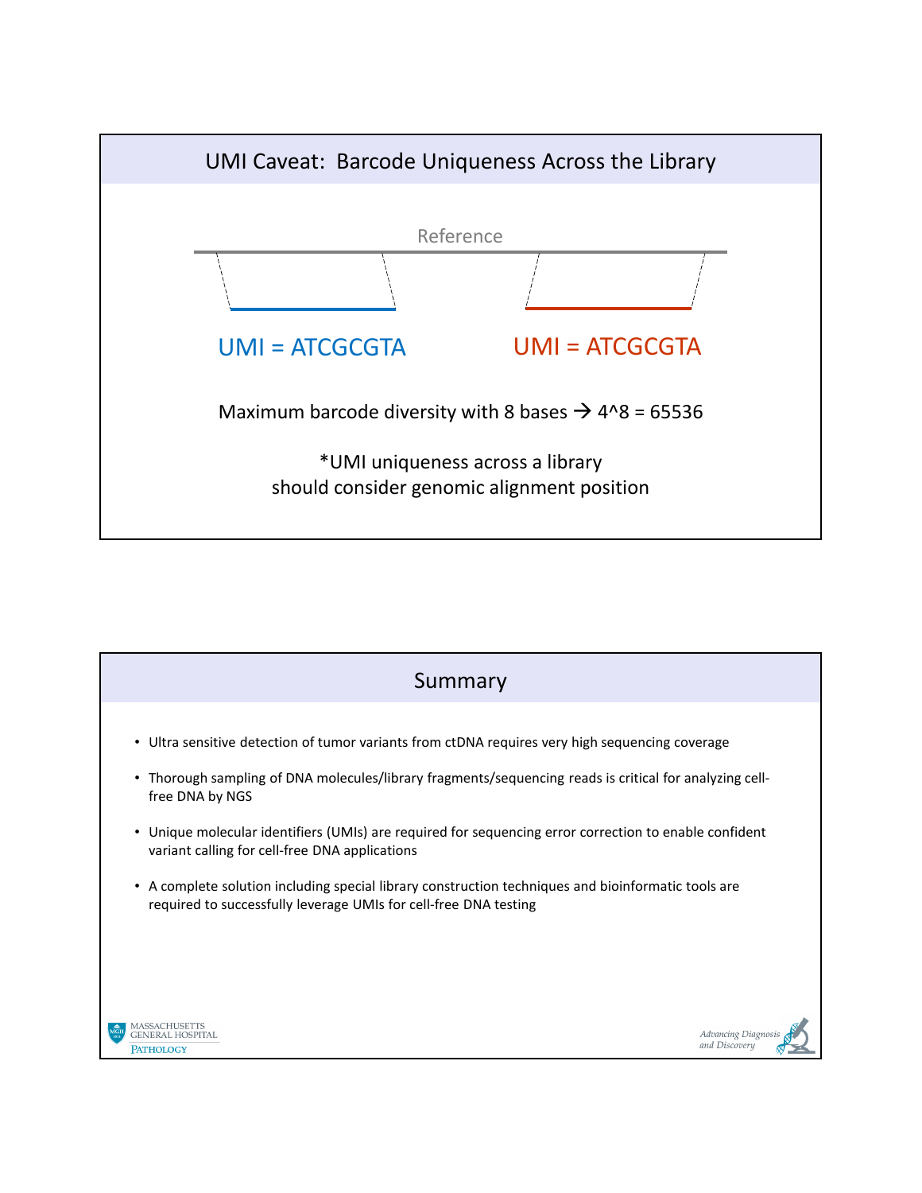## UMI Caveat: Barcode Uniqueness Across the Library

Reference

UMI = ATCGCGTA

UMI = ATCGCGTA

Maximum barcode diversity with 8 bases → $4^8 = 65536$

*UMI uniqueness across a library should consider genomic alignment position

## Summary

- Ultra sensitive detection of tumor variants from ctDNA requires very high sequencing coverage
- Thorough sampling of DNA molecules/library fragments/sequencing reads is critical for analyzing cell-free DNA by NGS
- Unique molecular identifiers (UMIs) are required for sequencing error correction to enable confident variant calling for cell-free DNA applications
- A complete solution including special library construction techniques and bioinformatic tools are required to successfully leverage UMIs for cell-free DNA testing